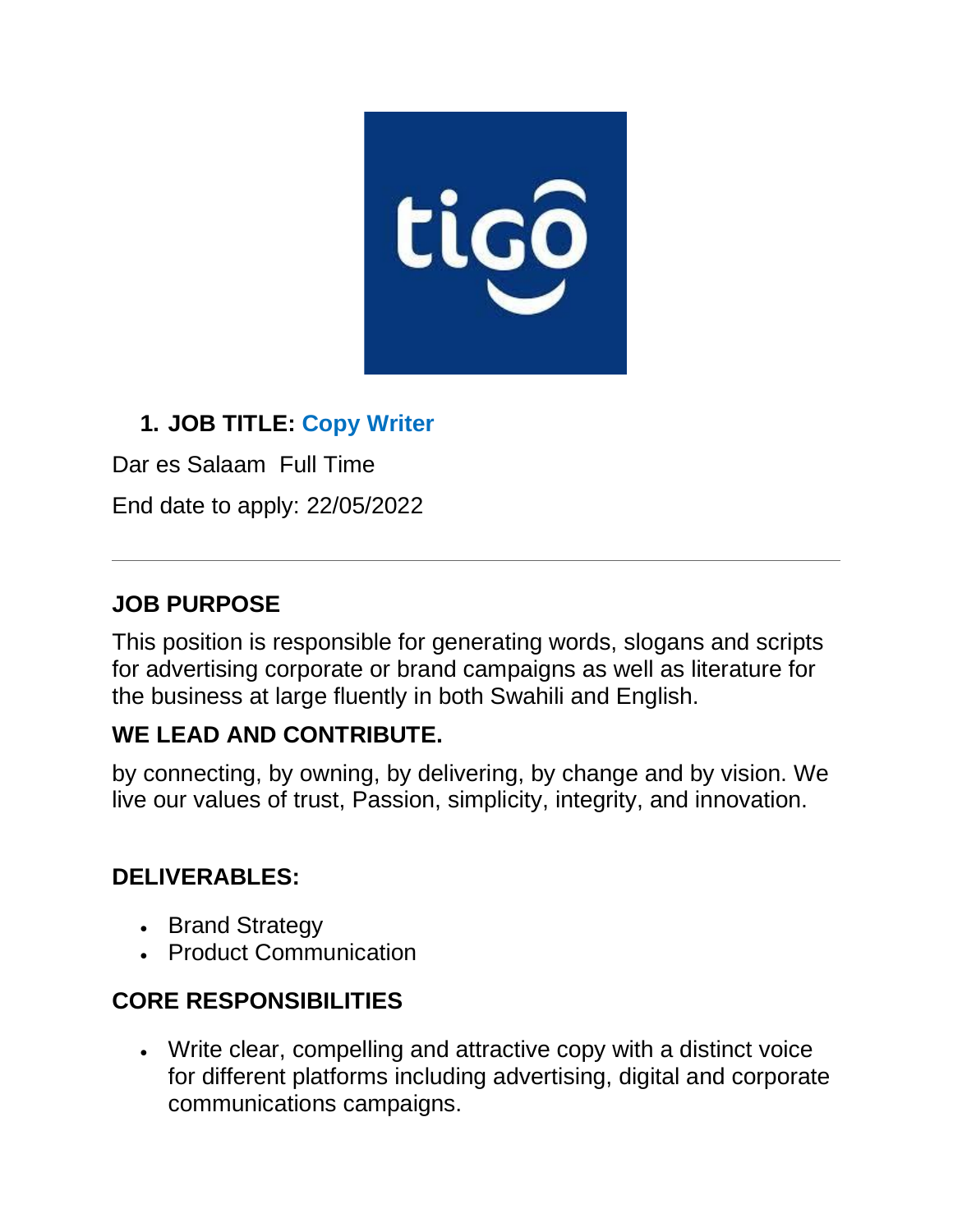1. **JOB TITLE: Copy Writer**

Dar es Salaam  Full Time

End date to apply: 22/05/2022

---

**JOB PURPOSE**

This position is responsible for generating words, slogans and scripts for advertising corporate or brand campaigns as well as literature for the business at large fluently in both Swahili and English.

**WE LEAD AND CONTRIBUTE.**

by connecting, by owning, by delivering, by change and by vision. We live our values of trust, Passion, simplicity, integrity, and innovation.

**DELIVERABLES:**

- Brand Strategy
- Product Communication

**CORE RESPONSIBILITIES**

- Write clear, compelling and attractive copy with a distinct voice for different platforms including advertising, digital and corporate communications campaigns.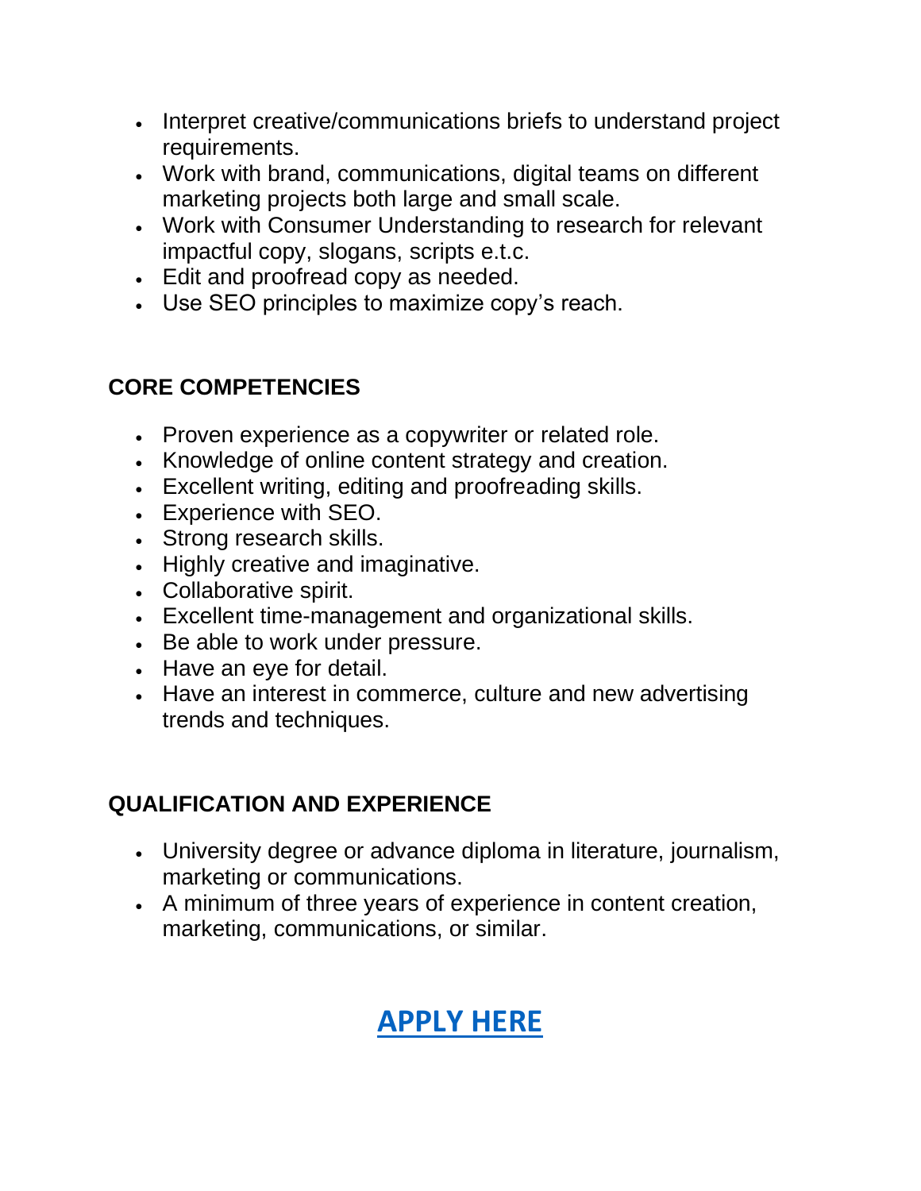- Interpret creative/communications briefs to understand project requirements.
- Work with brand, communications, digital teams on different marketing projects both large and small scale.
- Work with Consumer Understanding to research for relevant impactful copy, slogans, scripts e.t.c.
- Edit and proofread copy as needed.
- Use SEO principles to maximize copy's reach.

## CORE COMPETENCIES

- Proven experience as a copywriter or related role.
- Knowledge of online content strategy and creation.
- Excellent writing, editing and proofreading skills.
- Experience with SEO.
- Strong research skills.
- Highly creative and imaginative.
- Collaborative spirit.
- Excellent time-management and organizational skills.
- Be able to work under pressure.
- Have an eye for detail.
- Have an interest in commerce, culture and new advertising trends and techniques.

## QUALIFICATION AND EXPERIENCE

- University degree or advance diploma in literature, journalism, marketing or communications.
- A minimum of three years of experience in content creation, marketing, communications, or similar.

**APPLY HERE**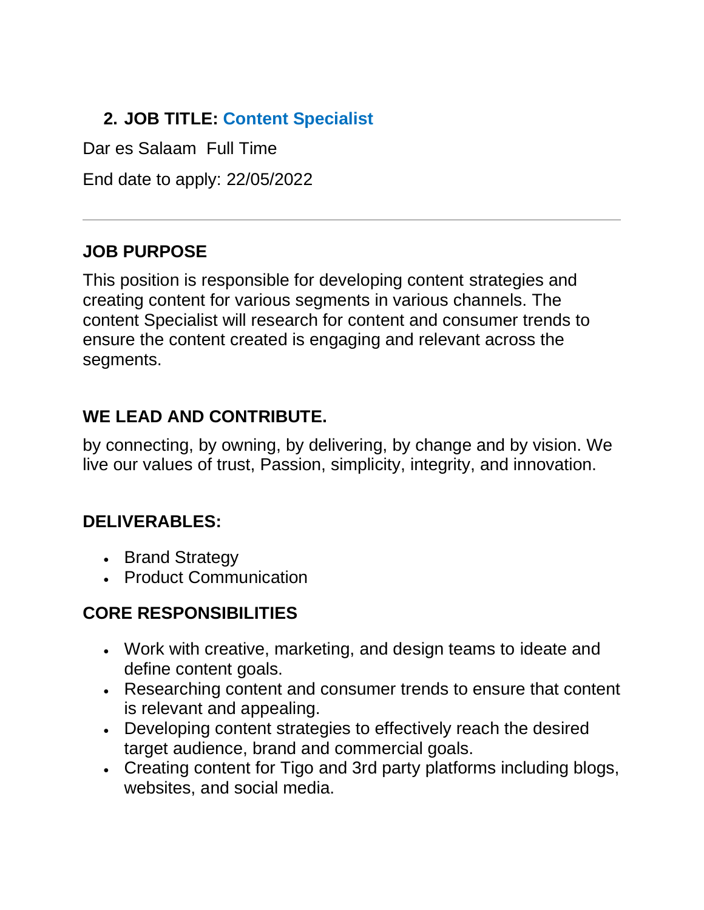## 2. JOB TITLE: Content Specialist

Dar es Salaam  Full Time

End date to apply: 22/05/2022

---

### JOB PURPOSE

This position is responsible for developing content strategies and creating content for various segments in various channels. The content Specialist will research for content and consumer trends to ensure the content created is engaging and relevant across the segments.

### WE LEAD AND CONTRIBUTE.

by connecting, by owning, by delivering, by change and by vision. We live our values of trust, Passion, simplicity, integrity, and innovation.

### DELIVERABLES:

- Brand Strategy
- Product Communication

### CORE RESPONSIBILITIES

- Work with creative, marketing, and design teams to ideate and define content goals.
- Researching content and consumer trends to ensure that content is relevant and appealing.
- Developing content strategies to effectively reach the desired target audience, brand and commercial goals.
- Creating content for Tigo and 3rd party platforms including blogs, websites, and social media.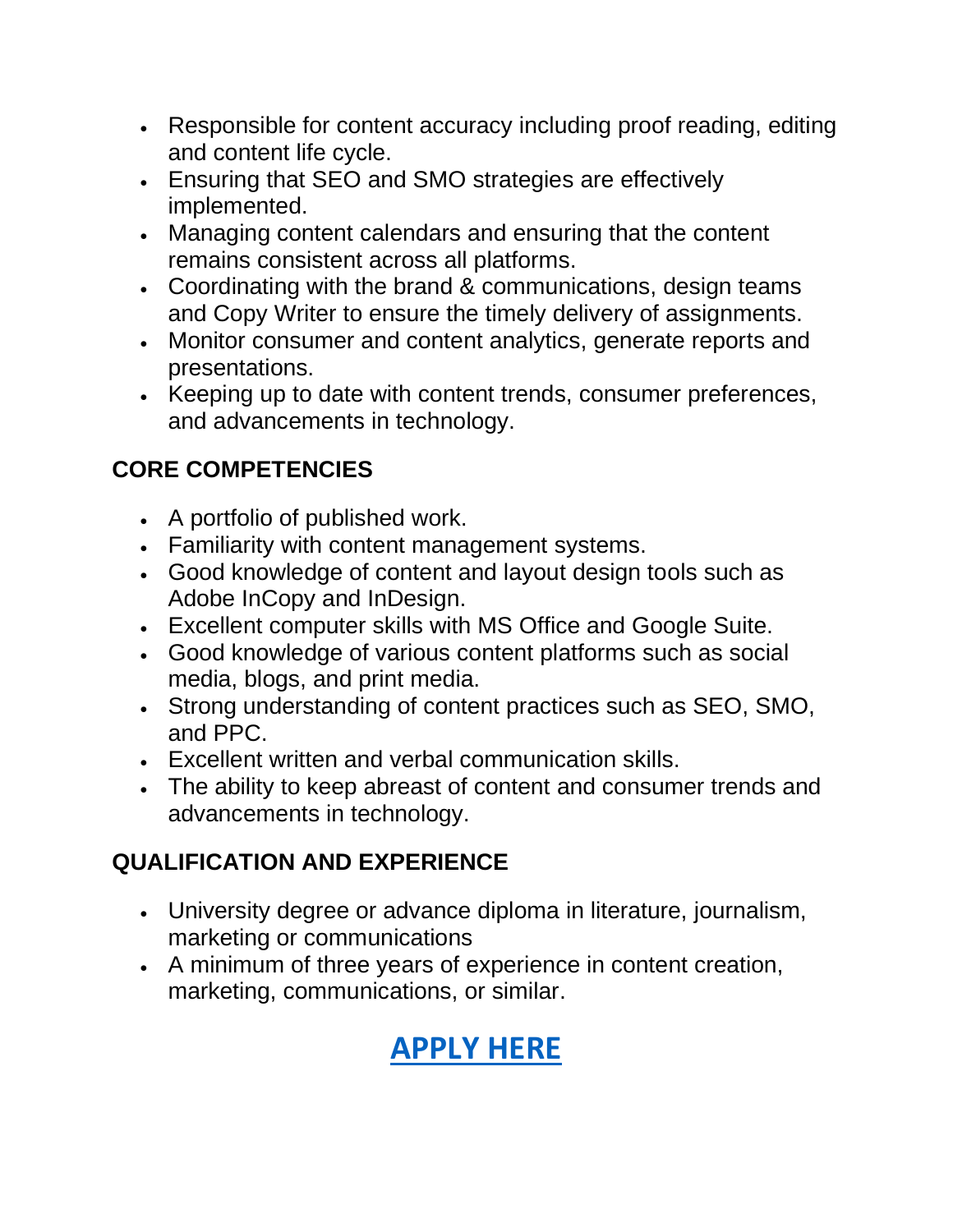- Responsible for content accuracy including proof reading, editing and content life cycle.
- Ensuring that SEO and SMO strategies are effectively implemented.
- Managing content calendars and ensuring that the content remains consistent across all platforms.
- Coordinating with the brand & communications, design teams and Copy Writer to ensure the timely delivery of assignments.
- Monitor consumer and content analytics, generate reports and presentations.
- Keeping up to date with content trends, consumer preferences, and advancements in technology.

## CORE COMPETENCIES

- A portfolio of published work.
- Familiarity with content management systems.
- Good knowledge of content and layout design tools such as Adobe InCopy and InDesign.
- Excellent computer skills with MS Office and Google Suite.
- Good knowledge of various content platforms such as social media, blogs, and print media.
- Strong understanding of content practices such as SEO, SMO, and PPC.
- Excellent written and verbal communication skills.
- The ability to keep abreast of content and consumer trends and advancements in technology.

## QUALIFICATION AND EXPERIENCE

- University degree or advance diploma in literature, journalism, marketing or communications
- A minimum of three years of experience in content creation, marketing, communications, or similar.

**APPLY HERE**